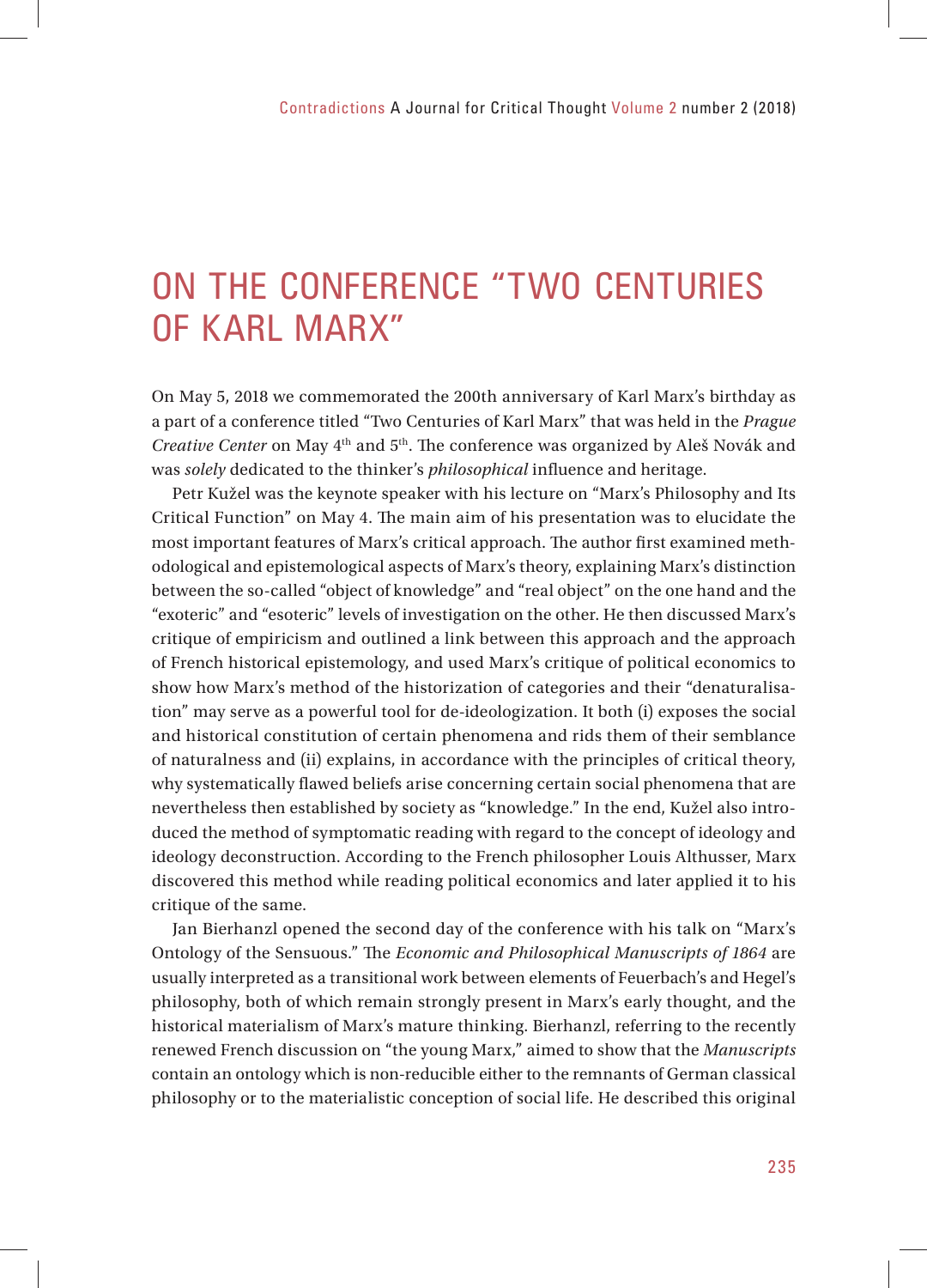# ON THE CONFERENCE "TWO CENTURIES OF KARL MARX"

On May 5, 2018 we commemorated the 200th anniversary of Karl Marx's birthday as a part of a conference titled "Two Centuries of Karl Marx" that was held in the *Prague Creative Center* on May 4th and 5th. The conference was organized by Aleš Novák and was *solely* dedicated to the thinker's *philosophical* influence and heritage.

Petr Kužel was the keynote speaker with his lecture on "Marx's Philosophy and Its Critical Function" on May 4. The main aim of his presentation was to elucidate the most important features of Marx's critical approach. The author first examined methodological and epistemological aspects of Marx's theory, explaining Marx's distinction between the so-called "object of knowledge" and "real object" on the one hand and the "exoteric" and "esoteric" levels of investigation on the other. He then discussed Marx's critique of empiricism and outlined a link between this approach and the approach of French historical epistemology, and used Marx's critique of political economics to show how Marx's method of the historization of categories and their "denaturalisation" may serve as a powerful tool for de-ideologization. It both (i) exposes the social and historical constitution of certain phenomena and rids them of their semblance of naturalness and (ii) explains, in accordance with the principles of critical theory, why systematically flawed beliefs arise concerning certain social phenomena that are nevertheless then established by society as "knowledge." In the end, Kužel also introduced the method of symptomatic reading with regard to the concept of ideology and ideology deconstruction. According to the French philosopher Louis Althusser, Marx discovered this method while reading political economics and later applied it to his critique of the same.

Jan Bierhanzl opened the second day of the conference with his talk on "Marx's Ontology of the Sensuous." The *Economic and Philosophical Manuscripts of 1864* are usually interpreted as a transitional work between elements of Feuerbach's and Hegel's philosophy, both of which remain strongly present in Marx's early thought, and the historical materialism of Marx's mature thinking. Bierhanzl, referring to the recently renewed French discussion on "the young Marx," aimed to show that the *Manuscripts* contain an ontology which is non-reducible either to the remnants of German classical philosophy or to the materialistic conception of social life. He described this original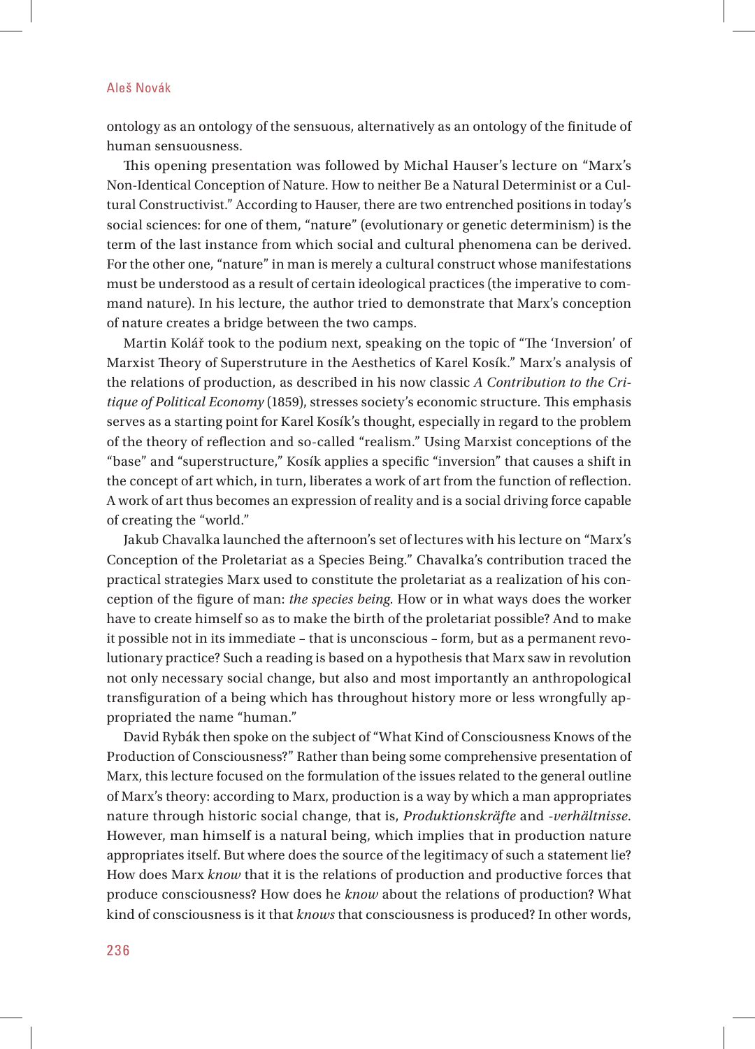ontology as an ontology of the sensuous, alternatively as an ontology of the finitude of human sensuousness.

This opening presentation was followed by Michal Hauser's lecture on "Marx's Non-Identical Conception of Nature. How to neither Be a Natural Determinist or a Cultural Constructivist." According to Hauser, there are two entrenched positions in today's social sciences: for one of them, "nature" (evolutionary or genetic determinism) is the term of the last instance from which social and cultural phenomena can be derived. For the other one, "nature" in man is merely a cultural construct whose manifestations must be understood as a result of certain ideological practices (the imperative to command nature). In his lecture, the author tried to demonstrate that Marx's conception of nature creates a bridge between the two camps.

Martin Kolář took to the podium next, speaking on the topic of "The 'Inversion' of Marxist Theory of Superstruture in the Aesthetics of Karel Kosík." Marx's analysis of the relations of production, as described in his now classic *A Contribution to the Critique of Political Economy* (1859), stresses society's economic structure. This emphasis serves as a starting point for Karel Kosík's thought, especially in regard to the problem of the theory of reflection and so-called "realism." Using Marxist conceptions of the "base" and "superstructure," Kosík applies a specific "inversion" that causes a shift in the concept of art which, in turn, liberates a work of art from the function of reflection. A work of art thus becomes an expression of reality and is a social driving force capable of creating the "world."

Jakub Chavalka launched the afternoon's set of lectures with his lecture on "Marx's Conception of the Proletariat as a Species Being." Chavalka's contribution traced the practical strategies Marx used to constitute the proletariat as a realization of his conception of the figure of man: *the species being*. How or in what ways does the worker have to create himself so as to make the birth of the proletariat possible? And to make it possible not in its immediate – that is unconscious – form, but as a permanent revolutionary practice? Such a reading is based on a hypothesis that Marx saw in revolution not only necessary social change, but also and most importantly an anthropological transfiguration of a being which has throughout history more or less wrongfully appropriated the name "human."

David Rybák then spoke on the subject of "What Kind of Consciousness Knows of the Production of Consciousness?" Rather than being some comprehensive presentation of Marx, this lecture focused on the formulation of the issues related to the general outline of Marx's theory: according to Marx, production is a way by which a man appropriates nature through historic social change, that is, *Produktionskräfte* and *-verhältnisse*. However, man himself is a natural being, which implies that in production nature appropriates itself. But where does the source of the legitimacy of such a statement lie? How does Marx *know* that it is the relations of production and productive forces that produce consciousness? How does he *know* about the relations of production? What kind of consciousness is it that *knows* that consciousness is produced? In other words,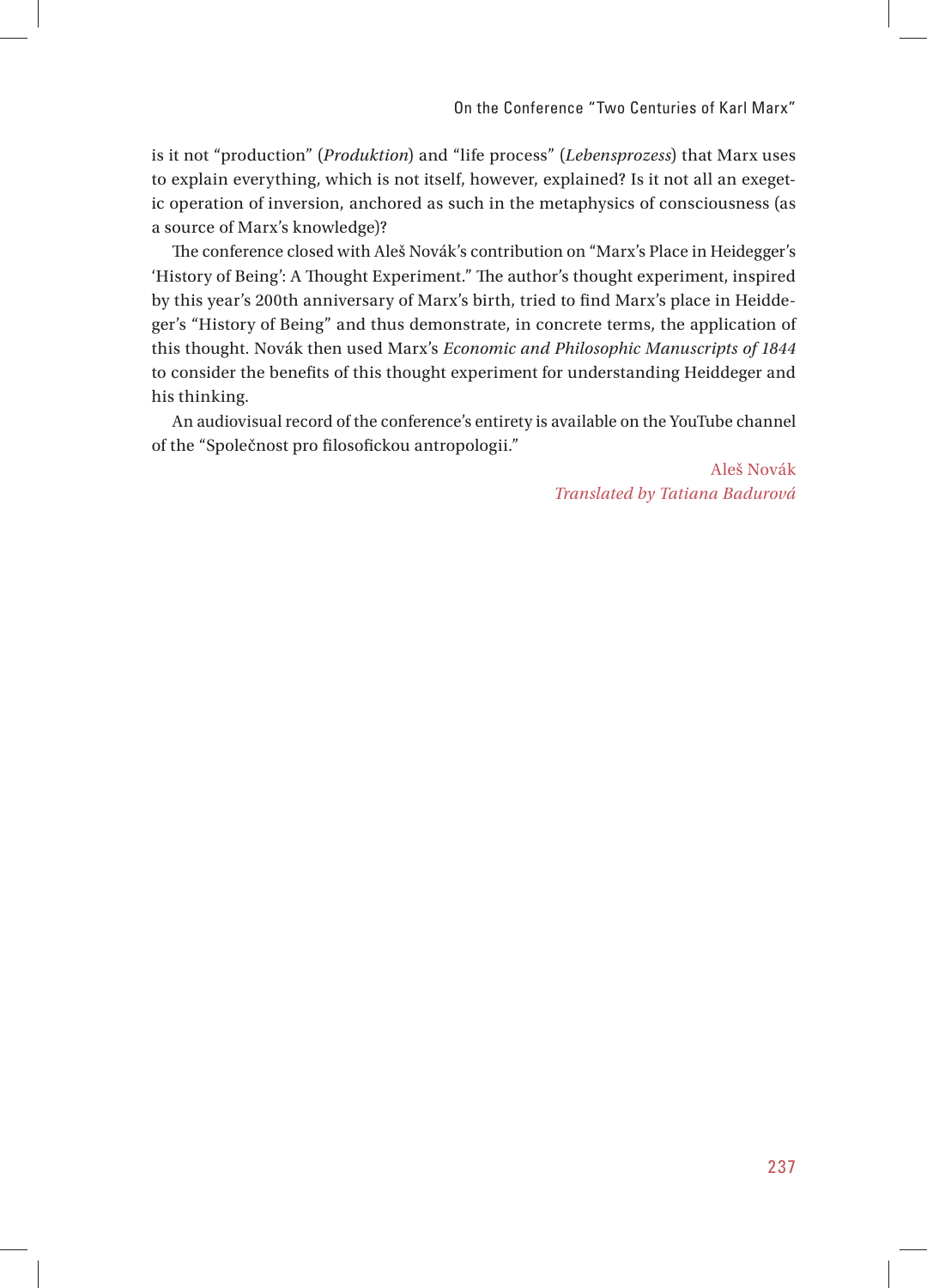is it not "production" (*Produktion*) and "life process" (*Lebensprozess*) that Marx uses to explain everything, which is not itself, however, explained? Is it not all an exegetic operation of inversion, anchored as such in the metaphysics of consciousness (as a source of Marx's knowledge)?

The conference closed with Aleš Novák's contribution on "Marx's Place in Heidegger's 'History of Being': A Thought Experiment." The author's thought experiment, inspired by this year's 200th anniversary of Marx's birth, tried to find Marx's place in Heidegger's "History of Being" and thus demonstrate, in concrete terms, the application of this thought. Novák then used Marx's *Economic and Philosophic Manuscripts of 1844* to consider the benefits of this thought experiment for understanding Heiddeger and his thinking.

An audiovisual record of the conference's entirety is available on the YouTube channel of the "Společnost pro filosofickou antropologii."

Aleš Novák
*Translated by Tatiana Badurová*